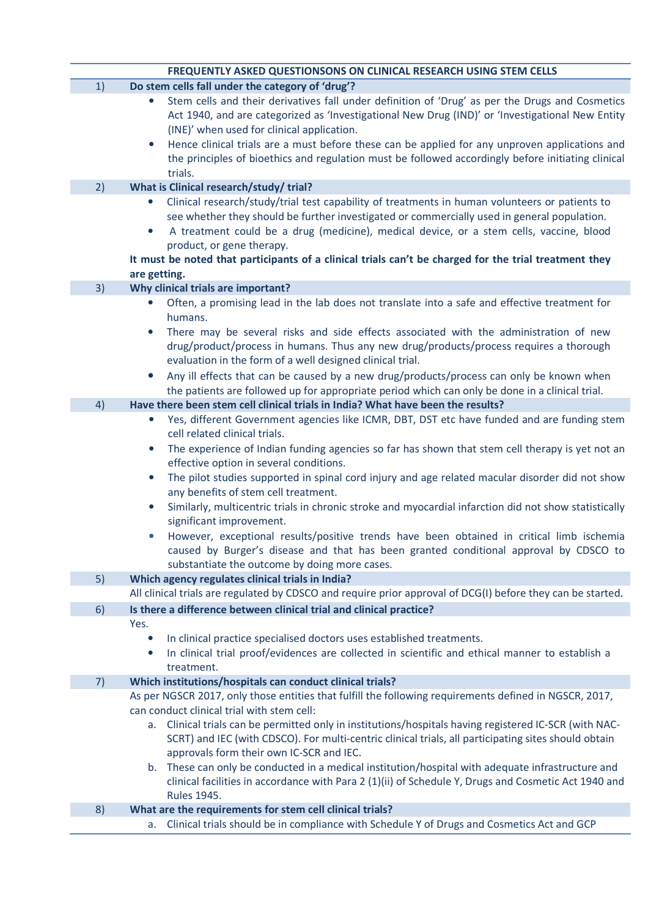# FREQUENTLY ASKED QUESTIONSONS ON CLINICAL RESEARCH USING STEM CELLS

## 1) Do stem cells fall under the category of 'drug'?

- Stem cells and their derivatives fall under definition of 'Drug' as per the Drugs and Cosmetics Act 1940, and are categorized as 'Investigational New Drug (IND)' or 'Investigational New Entity (INE)' when used for clinical application.
- Hence clinical trials are a must before these can be applied for any unproven applications and the principles of bioethics and regulation must be followed accordingly before initiating clinical trials.

## 2) What is Clinical research/study/ trial?

- Clinical research/study/trial test capability of treatments in human volunteers or patients to see whether they should be further investigated or commercially used in general population.
- A treatment could be a drug (medicine), medical device, or a stem cells, vaccine, blood product, or gene therapy.

**It must be noted that participants of a clinical trials can't be charged for the trial treatment they are getting.**

## 3) Why clinical trials are important?

- Often, a promising lead in the lab does not translate into a safe and effective treatment for humans.
- There may be several risks and side effects associated with the administration of new drug/product/process in humans. Thus any new drug/products/process requires a thorough evaluation in the form of a well designed clinical trial.
- Any ill effects that can be caused by a new drug/products/process can only be known when the patients are followed up for appropriate period which can only be done in a clinical trial.

## 4) Have there been stem cell clinical trials in India? What have been the results?

- Yes, different Government agencies like ICMR, DBT, DST etc have funded and are funding stem cell related clinical trials.
- The experience of Indian funding agencies so far has shown that stem cell therapy is yet not an effective option in several conditions.
- The pilot studies supported in spinal cord injury and age related macular disorder did not show any benefits of stem cell treatment.
- Similarly, multicentric trials in chronic stroke and myocardial infarction did not show statistically significant improvement.
- However, exceptional results/positive trends have been obtained in critical limb ischemia caused by Burger's disease and that has been granted conditional approval by CDSCO to substantiate the outcome by doing more cases.

## 5) Which agency regulates clinical trials in India?

All clinical trials are regulated by CDSCO and require prior approval of DCG(I) before they can be started.

## 6) Is there a difference between clinical trial and clinical practice?

Yes.

- In clinical practice specialised doctors uses established treatments.
- In clinical trial proof/evidences are collected in scientific and ethical manner to establish a treatment.

## 7) Which institutions/hospitals can conduct clinical trials?

As per NGSCR 2017, only those entities that fulfill the following requirements defined in NGSCR, 2017, can conduct clinical trial with stem cell:

a. Clinical trials can be permitted only in institutions/hospitals having registered IC-SCR (with NAC-SCRT) and IEC (with CDSCO). For multi-centric clinical trials, all participating sites should obtain approvals form their own IC-SCR and IEC.
b. These can only be conducted in a medical institution/hospital with adequate infrastructure and clinical facilities in accordance with Para 2 (1)(ii) of Schedule Y, Drugs and Cosmetic Act 1940 and Rules 1945.

## 8) What are the requirements for stem cell clinical trials?

a. Clinical trials should be in compliance with Schedule Y of Drugs and Cosmetics Act and GCP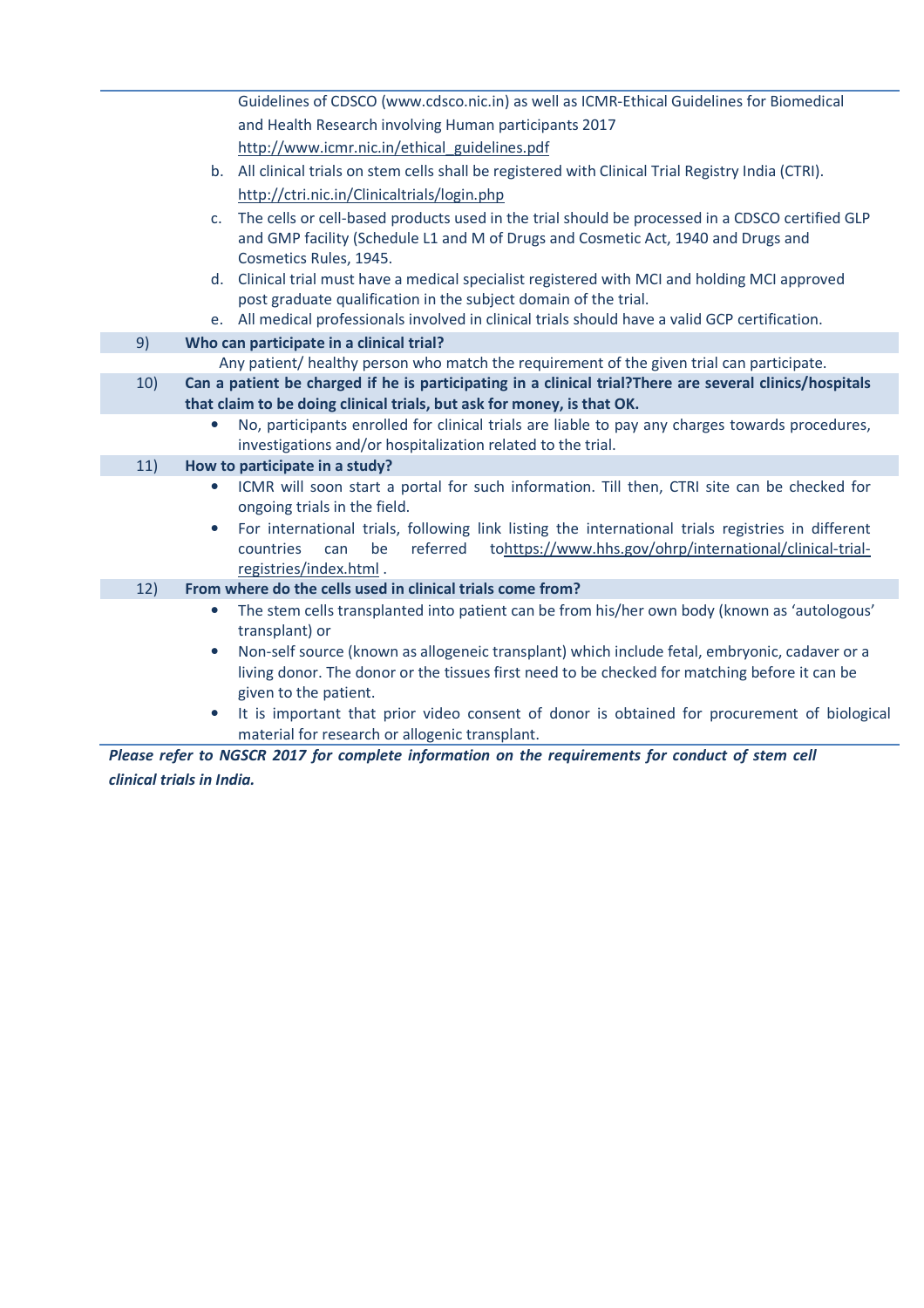Guidelines of CDSCO (www.cdsco.nic.in) as well as ICMR-Ethical Guidelines for Biomedical and Health Research involving Human participants 2017 http://www.icmr.nic.in/ethical_guidelines.pdf

b. All clinical trials on stem cells shall be registered with Clinical Trial Registry India (CTRI). http://ctri.nic.in/Clinicaltrials/login.php

c. The cells or cell-based products used in the trial should be processed in a CDSCO certified GLP and GMP facility (Schedule L1 and M of Drugs and Cosmetic Act, 1940 and Drugs and Cosmetics Rules, 1945.

d. Clinical trial must have a medical specialist registered with MCI and holding MCI approved post graduate qualification in the subject domain of the trial.

e. All medical professionals involved in clinical trials should have a valid GCP certification.

**9) Who can participate in a clinical trial?**

Any patient/ healthy person who match the requirement of the given trial can participate.

**10) Can a patient be charged if he is participating in a clinical trial?There are several clinics/hospitals that claim to be doing clinical trials, but ask for money, is that OK.**

- No, participants enrolled for clinical trials are liable to pay any charges towards procedures, investigations and/or hospitalization related to the trial.

**11) How to participate in a study?**

- ICMR will soon start a portal for such information. Till then, CTRI site can be checked for ongoing trials in the field.
- For international trials, following link listing the international trials registries in different countries can be referred tohttps://www.hhs.gov/ohrp/international/clinical-trial-registries/index.html .

**12) From where do the cells used in clinical trials come from?**

- The stem cells transplanted into patient can be from his/her own body (known as 'autologous' transplant) or
- Non-self source (known as allogeneic transplant) which include fetal, embryonic, cadaver or a living donor. The donor or the tissues first need to be checked for matching before it can be given to the patient.
- It is important that prior video consent of donor is obtained for procurement of biological material for research or allogenic transplant.

***Please refer to NGSCR 2017 for complete information on the requirements for conduct of stem cell clinical trials in India.***